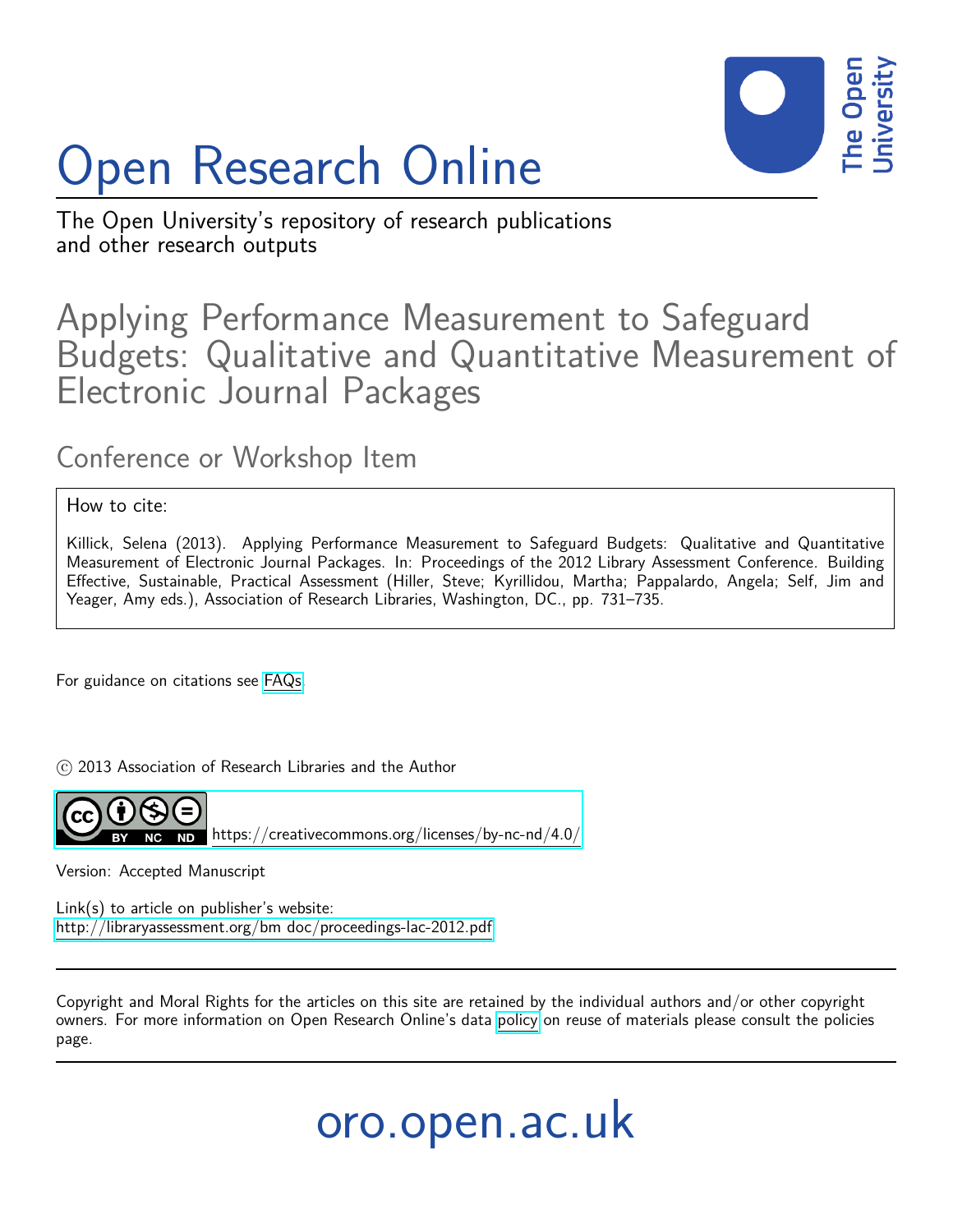# Open Research Online

The Open University's repository of research publications and other research outputs

## Applying Performance Measurement to Safeguard Budgets: Qualitative and Quantitative Measurement of Electronic Journal Packages

### Conference or Workshop Item

How to cite:

Killick, Selena (2013). Applying Performance Measurement to Safeguard Budgets: Qualitative and Quantitative Measurement of Electronic Journal Packages. In: Proceedings of the 2012 Library Assessment Conference. Building Effective, Sustainable, Practical Assessment (Hiller, Steve; Kyrillidou, Martha; Pappalardo, Angela; Self, Jim and Yeager, Amy eds.), Association of Research Libraries, Washington, DC., pp. 731–735.

For guidance on citations see FAQs.

© 2013 Association of Research Libraries and the Author

https://creativecommons.org/licenses/by-nc-nd/4.0/

Version: Accepted Manuscript

Link(s) to article on publisher's website:
http://libraryassessment.org/bm doc/proceedings-lac-2012.pdf

Copyright and Moral Rights for the articles on this site are retained by the individual authors and/or other copyright owners. For more information on Open Research Online's data policy on reuse of materials please consult the policies page.

oro.open.ac.uk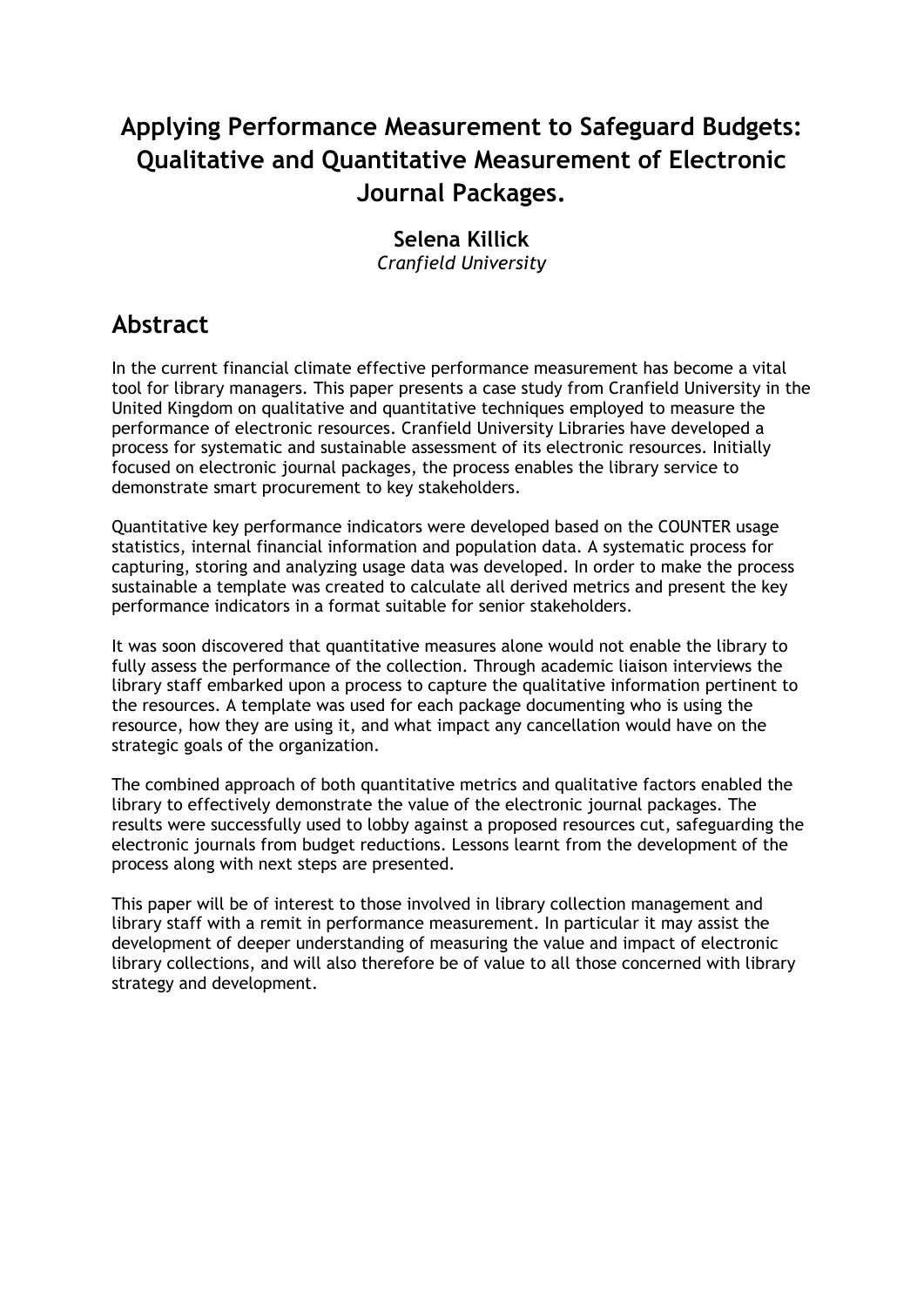# Applying Performance Measurement to Safeguard Budgets: Qualitative and Quantitative Measurement of Electronic Journal Packages.

**Selena Killick**
*Cranfield University*

## Abstract

In the current financial climate effective performance measurement has become a vital tool for library managers. This paper presents a case study from Cranfield University in the United Kingdom on qualitative and quantitative techniques employed to measure the performance of electronic resources. Cranfield University Libraries have developed a process for systematic and sustainable assessment of its electronic resources. Initially focused on electronic journal packages, the process enables the library service to demonstrate smart procurement to key stakeholders.

Quantitative key performance indicators were developed based on the COUNTER usage statistics, internal financial information and population data. A systematic process for capturing, storing and analyzing usage data was developed. In order to make the process sustainable a template was created to calculate all derived metrics and present the key performance indicators in a format suitable for senior stakeholders.

It was soon discovered that quantitative measures alone would not enable the library to fully assess the performance of the collection. Through academic liaison interviews the library staff embarked upon a process to capture the qualitative information pertinent to the resources. A template was used for each package documenting who is using the resource, how they are using it, and what impact any cancellation would have on the strategic goals of the organization.

The combined approach of both quantitative metrics and qualitative factors enabled the library to effectively demonstrate the value of the electronic journal packages. The results were successfully used to lobby against a proposed resources cut, safeguarding the electronic journals from budget reductions. Lessons learnt from the development of the process along with next steps are presented.

This paper will be of interest to those involved in library collection management and library staff with a remit in performance measurement. In particular it may assist the development of deeper understanding of measuring the value and impact of electronic library collections, and will also therefore be of value to all those concerned with library strategy and development.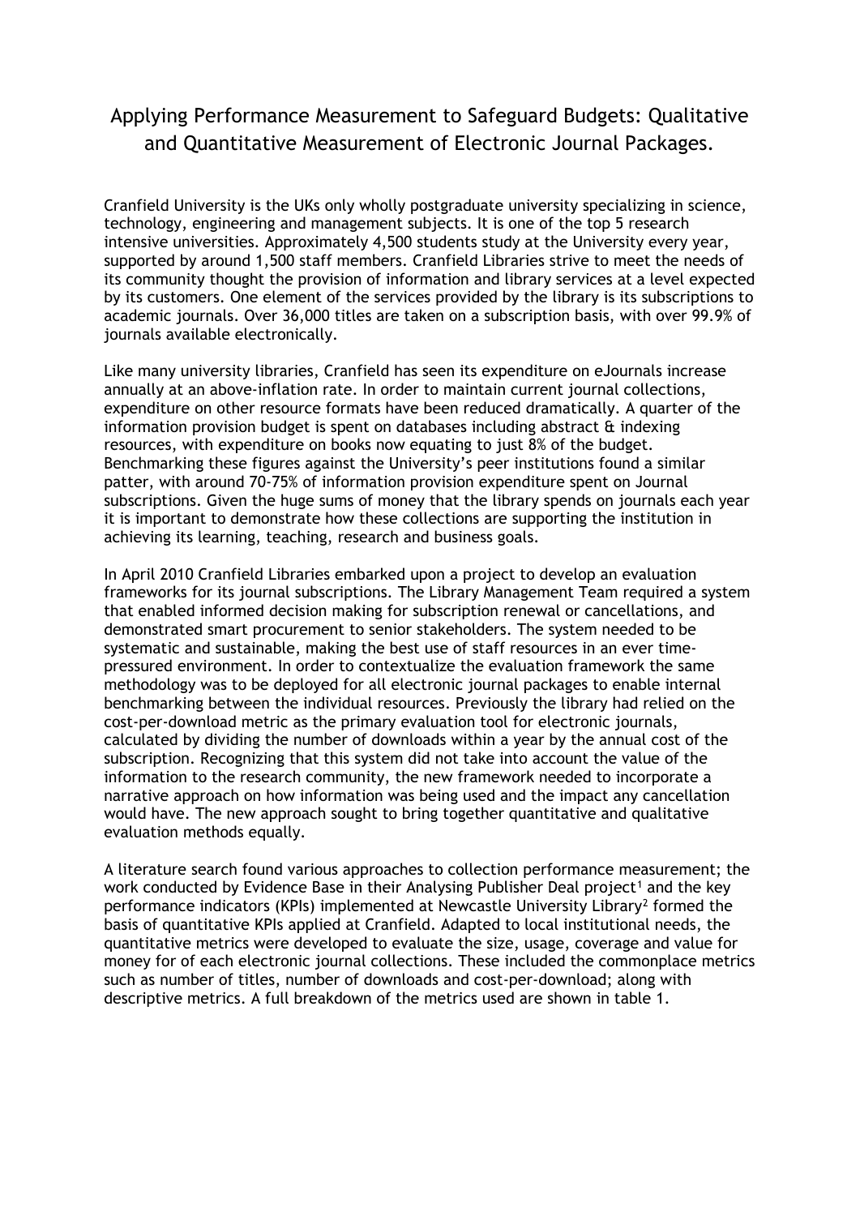# Applying Performance Measurement to Safeguard Budgets: Qualitative and Quantitative Measurement of Electronic Journal Packages.

Cranfield University is the UKs only wholly postgraduate university specializing in science, technology, engineering and management subjects. It is one of the top 5 research intensive universities. Approximately 4,500 students study at the University every year, supported by around 1,500 staff members. Cranfield Libraries strive to meet the needs of its community thought the provision of information and library services at a level expected by its customers. One element of the services provided by the library is its subscriptions to academic journals. Over 36,000 titles are taken on a subscription basis, with over 99.9% of journals available electronically.

Like many university libraries, Cranfield has seen its expenditure on eJournals increase annually at an above-inflation rate. In order to maintain current journal collections, expenditure on other resource formats have been reduced dramatically. A quarter of the information provision budget is spent on databases including abstract & indexing resources, with expenditure on books now equating to just 8% of the budget. Benchmarking these figures against the University's peer institutions found a similar patter, with around 70-75% of information provision expenditure spent on Journal subscriptions. Given the huge sums of money that the library spends on journals each year it is important to demonstrate how these collections are supporting the institution in achieving its learning, teaching, research and business goals.

In April 2010 Cranfield Libraries embarked upon a project to develop an evaluation frameworks for its journal subscriptions. The Library Management Team required a system that enabled informed decision making for subscription renewal or cancellations, and demonstrated smart procurement to senior stakeholders. The system needed to be systematic and sustainable, making the best use of staff resources in an ever time-pressured environment. In order to contextualize the evaluation framework the same methodology was to be deployed for all electronic journal packages to enable internal benchmarking between the individual resources. Previously the library had relied on the cost-per-download metric as the primary evaluation tool for electronic journals, calculated by dividing the number of downloads within a year by the annual cost of the subscription. Recognizing that this system did not take into account the value of the information to the research community, the new framework needed to incorporate a narrative approach on how information was being used and the impact any cancellation would have. The new approach sought to bring together quantitative and qualitative evaluation methods equally.

A literature search found various approaches to collection performance measurement; the work conducted by Evidence Base in their Analysing Publisher Deal project[1] and the key performance indicators (KPIs) implemented at Newcastle University Library[2] formed the basis of quantitative KPIs applied at Cranfield. Adapted to local institutional needs, the quantitative metrics were developed to evaluate the size, usage, coverage and value for money for of each electronic journal collections. These included the commonplace metrics such as number of titles, number of downloads and cost-per-download; along with descriptive metrics. A full breakdown of the metrics used are shown in table 1.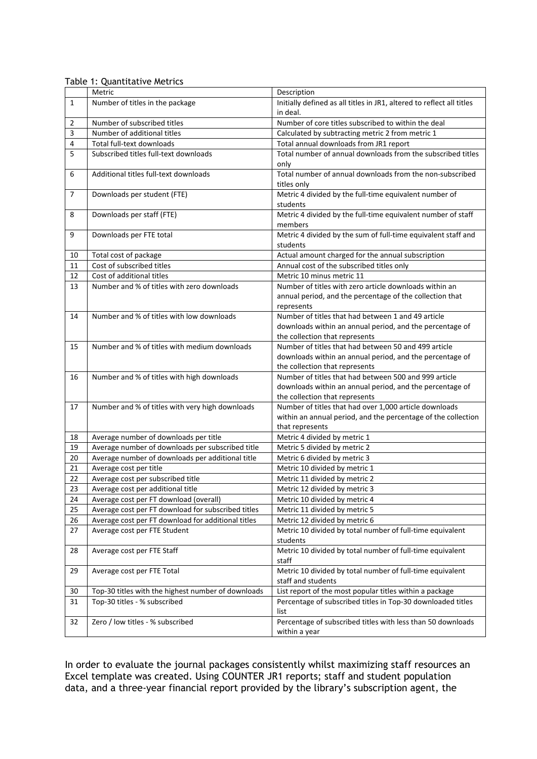Table 1: Quantitative Metrics

| | Metric | Description |
|---|---|---|
| 1 | Number of titles in the package | Initially defined as all titles in JR1, altered to reflect all titles in deal. |
| 2 | Number of subscribed titles | Number of core titles subscribed to within the deal |
| 3 | Number of additional titles | Calculated by subtracting metric 2 from metric 1 |
| 4 | Total full-text downloads | Total annual downloads from JR1 report |
| 5 | Subscribed titles full-text downloads | Total number of annual downloads from the subscribed titles only |
| 6 | Additional titles full-text downloads | Total number of annual downloads from the non-subscribed titles only |
| 7 | Downloads per student (FTE) | Metric 4 divided by the full-time equivalent number of students |
| 8 | Downloads per staff (FTE) | Metric 4 divided by the full-time equivalent number of staff members |
| 9 | Downloads per FTE total | Metric 4 divided by the sum of full-time equivalent staff and students |
| 10 | Total cost of package | Actual amount charged for the annual subscription |
| 11 | Cost of subscribed titles | Annual cost of the subscribed titles only |
| 12 | Cost of additional titles | Metric 10 minus metric 11 |
| 13 | Number and % of titles with zero downloads | Number of titles with zero article downloads within an annual period, and the percentage of the collection that represents |
| 14 | Number and % of titles with low downloads | Number of titles that had between 1 and 49 article downloads within an annual period, and the percentage of the collection that represents |
| 15 | Number and % of titles with medium downloads | Number of titles that had between 50 and 499 article downloads within an annual period, and the percentage of the collection that represents |
| 16 | Number and % of titles with high downloads | Number of titles that had between 500 and 999 article downloads within an annual period, and the percentage of the collection that represents |
| 17 | Number and % of titles with very high downloads | Number of titles that had over 1,000 article downloads within an annual period, and the percentage of the collection that represents |
| 18 | Average number of downloads per title | Metric 4 divided by metric 1 |
| 19 | Average number of downloads per subscribed title | Metric 5 divided by metric 2 |
| 20 | Average number of downloads per additional title | Metric 6 divided by metric 3 |
| 21 | Average cost per title | Metric 10 divided by metric 1 |
| 22 | Average cost per subscribed title | Metric 11 divided by metric 2 |
| 23 | Average cost per additional title | Metric 12 divided by metric 3 |
| 24 | Average cost per FT download (overall) | Metric 10 divided by metric 4 |
| 25 | Average cost per FT download for subscribed titles | Metric 11 divided by metric 5 |
| 26 | Average cost per FT download for additional titles | Metric 12 divided by metric 6 |
| 27 | Average cost per FTE Student | Metric 10 divided by total number of full-time equivalent students |
| 28 | Average cost per FTE Staff | Metric 10 divided by total number of full-time equivalent staff |
| 29 | Average cost per FTE Total | Metric 10 divided by total number of full-time equivalent staff and students |
| 30 | Top-30 titles with the highest number of downloads | List report of the most popular titles within a package |
| 31 | Top-30 titles - % subscribed | Percentage of subscribed titles in Top-30 downloaded titles list |
| 32 | Zero / low titles - % subscribed | Percentage of subscribed titles with less than 50 downloads within a year |

In order to evaluate the journal packages consistently whilst maximizing staff resources an Excel template was created. Using COUNTER JR1 reports; staff and student population data, and a three-year financial report provided by the library's subscription agent, the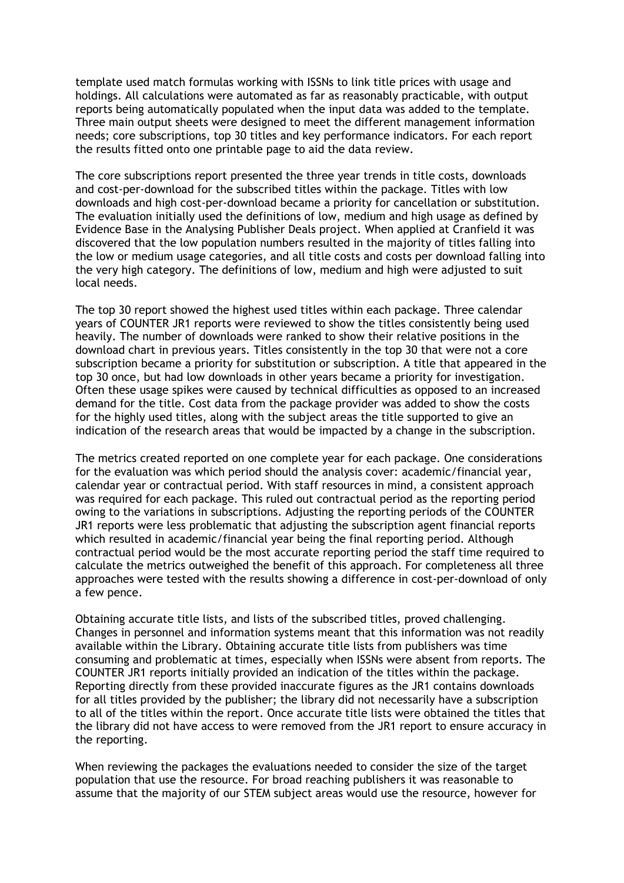template used match formulas working with ISSNs to link title prices with usage and holdings. All calculations were automated as far as reasonably practicable, with output reports being automatically populated when the input data was added to the template. Three main output sheets were designed to meet the different management information needs; core subscriptions, top 30 titles and key performance indicators. For each report the results fitted onto one printable page to aid the data review.

The core subscriptions report presented the three year trends in title costs, downloads and cost-per-download for the subscribed titles within the package. Titles with low downloads and high cost-per-download became a priority for cancellation or substitution. The evaluation initially used the definitions of low, medium and high usage as defined by Evidence Base in the Analysing Publisher Deals project. When applied at Cranfield it was discovered that the low population numbers resulted in the majority of titles falling into the low or medium usage categories, and all title costs and costs per download falling into the very high category. The definitions of low, medium and high were adjusted to suit local needs.

The top 30 report showed the highest used titles within each package. Three calendar years of COUNTER JR1 reports were reviewed to show the titles consistently being used heavily. The number of downloads were ranked to show their relative positions in the download chart in previous years. Titles consistently in the top 30 that were not a core subscription became a priority for substitution or subscription. A title that appeared in the top 30 once, but had low downloads in other years became a priority for investigation. Often these usage spikes were caused by technical difficulties as opposed to an increased demand for the title. Cost data from the package provider was added to show the costs for the highly used titles, along with the subject areas the title supported to give an indication of the research areas that would be impacted by a change in the subscription.

The metrics created reported on one complete year for each package. One considerations for the evaluation was which period should the analysis cover: academic/financial year, calendar year or contractual period. With staff resources in mind, a consistent approach was required for each package. This ruled out contractual period as the reporting period owing to the variations in subscriptions. Adjusting the reporting periods of the COUNTER JR1 reports were less problematic that adjusting the subscription agent financial reports which resulted in academic/financial year being the final reporting period. Although contractual period would be the most accurate reporting period the staff time required to calculate the metrics outweighed the benefit of this approach. For completeness all three approaches were tested with the results showing a difference in cost-per-download of only a few pence.

Obtaining accurate title lists, and lists of the subscribed titles, proved challenging. Changes in personnel and information systems meant that this information was not readily available within the Library. Obtaining accurate title lists from publishers was time consuming and problematic at times, especially when ISSNs were absent from reports. The COUNTER JR1 reports initially provided an indication of the titles within the package. Reporting directly from these provided inaccurate figures as the JR1 contains downloads for all titles provided by the publisher; the library did not necessarily have a subscription to all of the titles within the report. Once accurate title lists were obtained the titles that the library did not have access to were removed from the JR1 report to ensure accuracy in the reporting.

When reviewing the packages the evaluations needed to consider the size of the target population that use the resource. For broad reaching publishers it was reasonable to assume that the majority of our STEM subject areas would use the resource, however for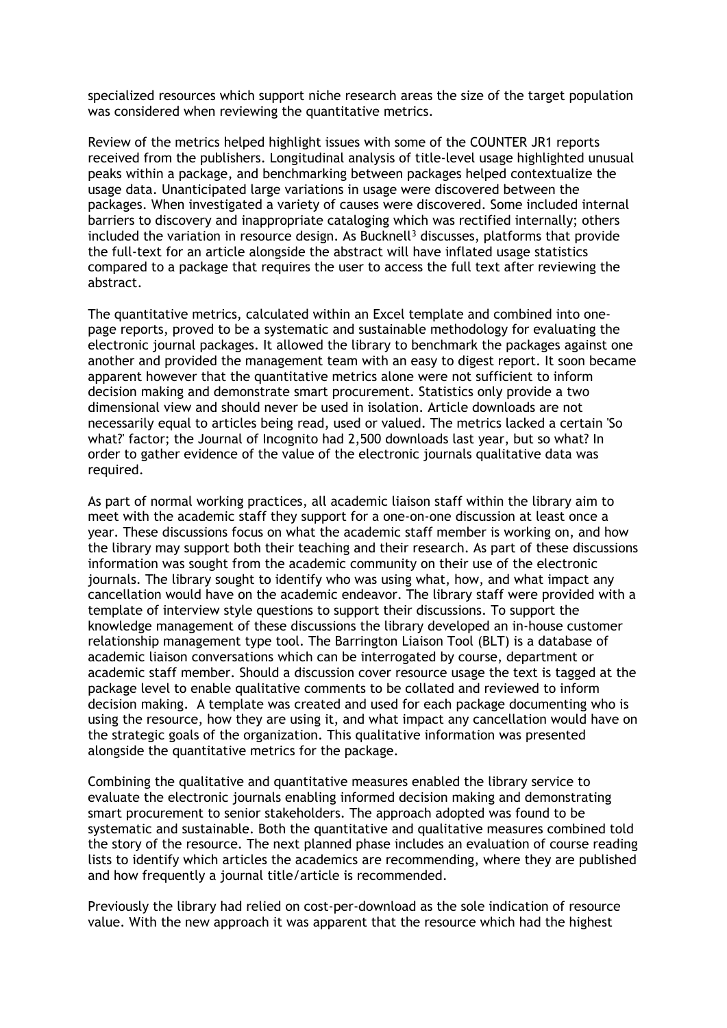specialized resources which support niche research areas the size of the target population was considered when reviewing the quantitative metrics.

Review of the metrics helped highlight issues with some of the COUNTER JR1 reports received from the publishers. Longitudinal analysis of title-level usage highlighted unusual peaks within a package, and benchmarking between packages helped contextualize the usage data. Unanticipated large variations in usage were discovered between the packages. When investigated a variety of causes were discovered. Some included internal barriers to discovery and inappropriate cataloging which was rectified internally; others included the variation in resource design. As Bucknell[3] discusses, platforms that provide the full-text for an article alongside the abstract will have inflated usage statistics compared to a package that requires the user to access the full text after reviewing the abstract.

The quantitative metrics, calculated within an Excel template and combined into one-page reports, proved to be a systematic and sustainable methodology for evaluating the electronic journal packages. It allowed the library to benchmark the packages against one another and provided the management team with an easy to digest report. It soon became apparent however that the quantitative metrics alone were not sufficient to inform decision making and demonstrate smart procurement. Statistics only provide a two dimensional view and should never be used in isolation. Article downloads are not necessarily equal to articles being read, used or valued. The metrics lacked a certain 'So what?' factor; the Journal of Incognito had 2,500 downloads last year, but so what? In order to gather evidence of the value of the electronic journals qualitative data was required.

As part of normal working practices, all academic liaison staff within the library aim to meet with the academic staff they support for a one-on-one discussion at least once a year. These discussions focus on what the academic staff member is working on, and how the library may support both their teaching and their research. As part of these discussions information was sought from the academic community on their use of the electronic journals. The library sought to identify who was using what, how, and what impact any cancellation would have on the academic endeavor. The library staff were provided with a template of interview style questions to support their discussions. To support the knowledge management of these discussions the library developed an in-house customer relationship management type tool. The Barrington Liaison Tool (BLT) is a database of academic liaison conversations which can be interrogated by course, department or academic staff member. Should a discussion cover resource usage the text is tagged at the package level to enable qualitative comments to be collated and reviewed to inform decision making. A template was created and used for each package documenting who is using the resource, how they are using it, and what impact any cancellation would have on the strategic goals of the organization. This qualitative information was presented alongside the quantitative metrics for the package.

Combining the qualitative and quantitative measures enabled the library service to evaluate the electronic journals enabling informed decision making and demonstrating smart procurement to senior stakeholders. The approach adopted was found to be systematic and sustainable. Both the quantitative and qualitative measures combined told the story of the resource. The next planned phase includes an evaluation of course reading lists to identify which articles the academics are recommending, where they are published and how frequently a journal title/article is recommended.

Previously the library had relied on cost-per-download as the sole indication of resource value. With the new approach it was apparent that the resource which had the highest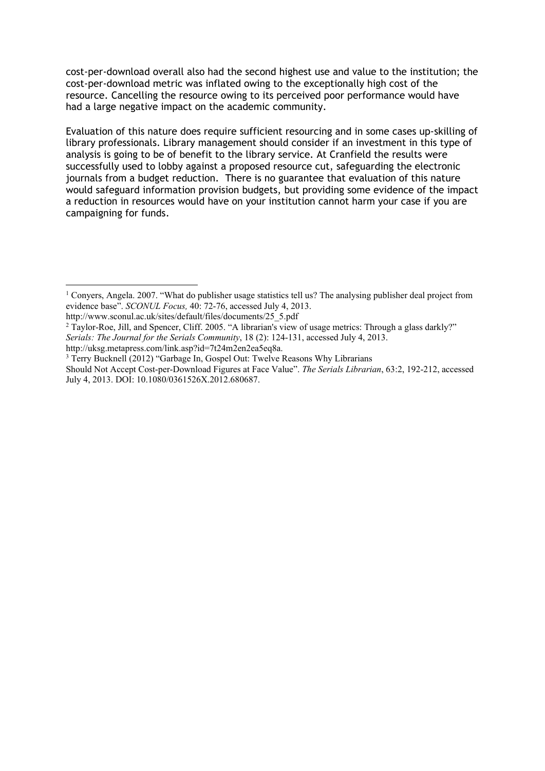cost-per-download overall also had the second highest use and value to the institution; the cost-per-download metric was inflated owing to the exceptionally high cost of the resource. Cancelling the resource owing to its perceived poor performance would have had a large negative impact on the academic community.

Evaluation of this nature does require sufficient resourcing and in some cases up-skilling of library professionals. Library management should consider if an investment in this type of analysis is going to be of benefit to the library service. At Cranfield the results were successfully used to lobby against a proposed resource cut, safeguarding the electronic journals from a budget reduction. There is no guarantee that evaluation of this nature would safeguard information provision budgets, but providing some evidence of the impact a reduction in resources would have on your institution cannot harm your case if you are campaigning for funds.

---

[1] Conyers, Angela. 2007. "What do publisher usage statistics tell us? The analysing publisher deal project from evidence base". *SCONUL Focus,* 40: 72-76, accessed July 4, 2013. http://www.sconul.ac.uk/sites/default/files/documents/25_5.pdf

[2] Taylor-Roe, Jill, and Spencer, Cliff. 2005. "A librarian's view of usage metrics: Through a glass darkly?" *Serials: The Journal for the Serials Community*, 18 (2): 124-131, accessed July 4, 2013. http://uksg.metapress.com/link.asp?id=7t24m2en2ea5eq8a.

[3] Terry Bucknell (2012) "Garbage In, Gospel Out: Twelve Reasons Why Librarians Should Not Accept Cost-per-Download Figures at Face Value". *The Serials Librarian*, 63:2, 192-212, accessed July 4, 2013. DOI: 10.1080/0361526X.2012.680687.